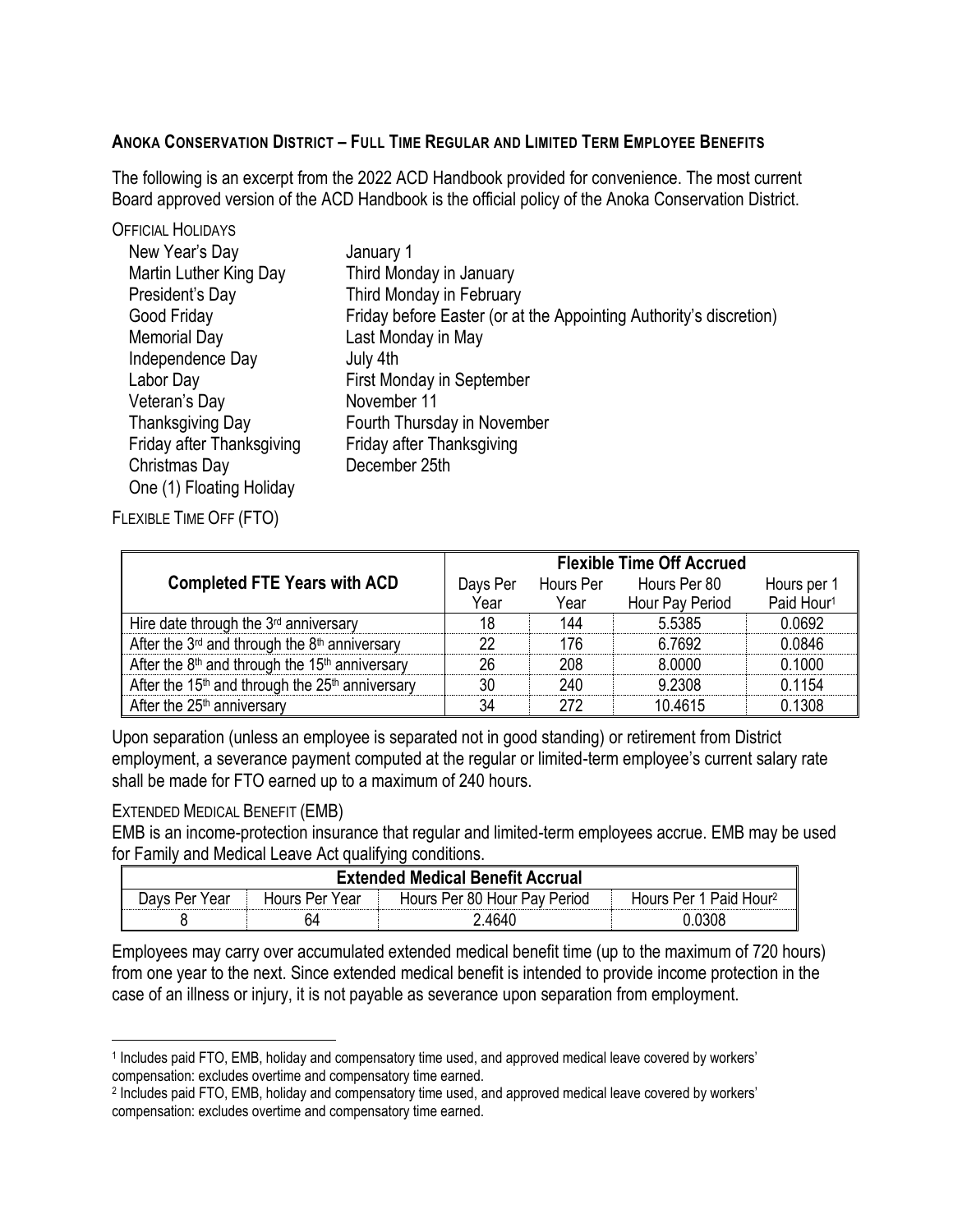## Anoka Conservation District – Full Time Regular and Limited Term Employee Benefits

The following is an excerpt from the 2022 ACD Handbook provided for convenience. The most current Board approved version of the ACD Handbook is the official policy of the Anoka Conservation District.

### Official Holidays

| | |
|---|---|
| New Year's Day | January 1 |
| Martin Luther King Day | Third Monday in January |
| President's Day | Third Monday in February |
| Good Friday | Friday before Easter (or at the Appointing Authority's discretion) |
| Memorial Day | Last Monday in May |
| Independence Day | July 4th |
| Labor Day | First Monday in September |
| Veteran's Day | November 11 |
| Thanksgiving Day | Fourth Thursday in November |
| Friday after Thanksgiving | Friday after Thanksgiving |
| Christmas Day | December 25th |
| One (1) Floating Holiday | |

### Flexible Time Off (FTO)

| Completed FTE Years with ACD | Flexible Time Off Accrued | | | |
|---|---|---|---|---|
| | Days Per Year | Hours Per Year | Hours Per 80 Hour Pay Period | Hours per 1 Paid Hour[1] |
| Hire date through the 3rd anniversary | 18 | 144 | 5.5385 | 0.0692 |
| After the 3rd and through the 8th anniversary | 22 | 176 | 6.7692 | 0.0846 |
| After the 8th and through the 15th anniversary | 26 | 208 | 8.0000 | 0.1000 |
| After the 15th and through the 25th anniversary | 30 | 240 | 9.2308 | 0.1154 |
| After the 25th anniversary | 34 | 272 | 10.4615 | 0.1308 |

Upon separation (unless an employee is separated not in good standing) or retirement from District employment, a severance payment computed at the regular or limited-term employee's current salary rate shall be made for FTO earned up to a maximum of 240 hours.

### Extended Medical Benefit (EMB)

EMB is an income-protection insurance that regular and limited-term employees accrue. EMB may be used for Family and Medical Leave Act qualifying conditions.

| Extended Medical Benefit Accrual | | | |
|---|---|---|---|
| Days Per Year | Hours Per Year | Hours Per 80 Hour Pay Period | Hours Per 1 Paid Hour[2] |
| 8 | 64 | 2.4640 | 0.0308 |

Employees may carry over accumulated extended medical benefit time (up to the maximum of 720 hours) from one year to the next. Since extended medical benefit is intended to provide income protection in the case of an illness or injury, it is not payable as severance upon separation from employment.

---

[1] Includes paid FTO, EMB, holiday and compensatory time used, and approved medical leave covered by workers' compensation: excludes overtime and compensatory time earned.

[2] Includes paid FTO, EMB, holiday and compensatory time used, and approved medical leave covered by workers' compensation: excludes overtime and compensatory time earned.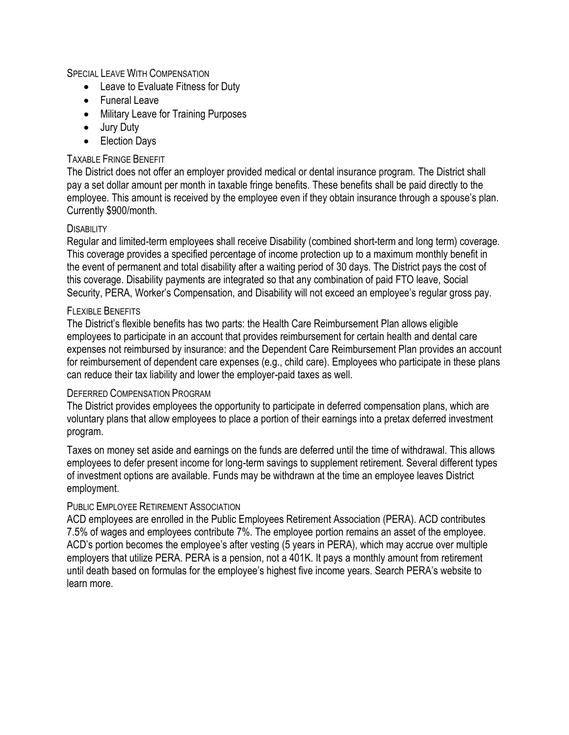### Special Leave With Compensation

- Leave to Evaluate Fitness for Duty
- Funeral Leave
- Military Leave for Training Purposes
- Jury Duty
- Election Days

### Taxable Fringe Benefit

The District does not offer an employer provided medical or dental insurance program. The District shall pay a set dollar amount per month in taxable fringe benefits. These benefits shall be paid directly to the employee. This amount is received by the employee even if they obtain insurance through a spouse's plan. Currently $900/month.

### Disability

Regular and limited-term employees shall receive Disability (combined short-term and long term) coverage. This coverage provides a specified percentage of income protection up to a maximum monthly benefit in the event of permanent and total disability after a waiting period of 30 days. The District pays the cost of this coverage. Disability payments are integrated so that any combination of paid FTO leave, Social Security, PERA, Worker's Compensation, and Disability will not exceed an employee's regular gross pay.

### Flexible Benefits

The District's flexible benefits has two parts: the Health Care Reimbursement Plan allows eligible employees to participate in an account that provides reimbursement for certain health and dental care expenses not reimbursed by insurance: and the Dependent Care Reimbursement Plan provides an account for reimbursement of dependent care expenses (e.g., child care). Employees who participate in these plans can reduce their tax liability and lower the employer-paid taxes as well.

### Deferred Compensation Program

The District provides employees the opportunity to participate in deferred compensation plans, which are voluntary plans that allow employees to place a portion of their earnings into a pretax deferred investment program.

Taxes on money set aside and earnings on the funds are deferred until the time of withdrawal. This allows employees to defer present income for long-term savings to supplement retirement. Several different types of investment options are available. Funds may be withdrawn at the time an employee leaves District employment.

### Public Employee Retirement Association

ACD employees are enrolled in the Public Employees Retirement Association (PERA). ACD contributes 7.5% of wages and employees contribute 7%. The employee portion remains an asset of the employee. ACD's portion becomes the employee's after vesting (5 years in PERA), which may accrue over multiple employers that utilize PERA. PERA is a pension, not a 401K. It pays a monthly amount from retirement until death based on formulas for the employee's highest five income years. Search PERA's website to learn more.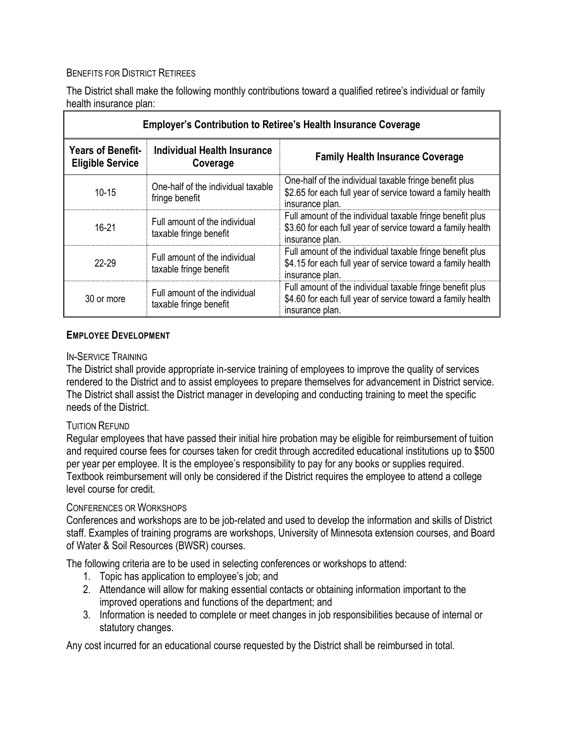### Benefits for District Retirees

The District shall make the following monthly contributions toward a qualified retiree's individual or family health insurance plan:

| Employer's Contribution to Retiree's Health Insurance Coverage | | |
|---|---|---|
| **Years of Benefit-Eligible Service** | **Individual Health Insurance Coverage** | **Family Health Insurance Coverage** |
| 10-15 | One-half of the individual taxable fringe benefit | One-half of the individual taxable fringe benefit plus $2.65 for each full year of service toward a family health insurance plan. |
| 16-21 | Full amount of the individual taxable fringe benefit | Full amount of the individual taxable fringe benefit plus $3.60 for each full year of service toward a family health insurance plan. |
| 22-29 | Full amount of the individual taxable fringe benefit | Full amount of the individual taxable fringe benefit plus $4.15 for each full year of service toward a family health insurance plan. |
| 30 or more | Full amount of the individual taxable fringe benefit | Full amount of the individual taxable fringe benefit plus $4.60 for each full year of service toward a family health insurance plan. |

## Employee Development

### In-Service Training

The District shall provide appropriate in-service training of employees to improve the quality of services rendered to the District and to assist employees to prepare themselves for advancement in District service. The District shall assist the District manager in developing and conducting training to meet the specific needs of the District.

### Tuition Refund

Regular employees that have passed their initial hire probation may be eligible for reimbursement of tuition and required course fees for courses taken for credit through accredited educational institutions up to $500 per year per employee. It is the employee's responsibility to pay for any books or supplies required. Textbook reimbursement will only be considered if the District requires the employee to attend a college level course for credit.

### Conferences or Workshops

Conferences and workshops are to be job-related and used to develop the information and skills of District staff. Examples of training programs are workshops, University of Minnesota extension courses, and Board of Water & Soil Resources (BWSR) courses.

The following criteria are to be used in selecting conferences or workshops to attend:

1. Topic has application to employee's job; and
2. Attendance will allow for making essential contacts or obtaining information important to the improved operations and functions of the department; and
3. Information is needed to complete or meet changes in job responsibilities because of internal or statutory changes.

Any cost incurred for an educational course requested by the District shall be reimbursed in total.